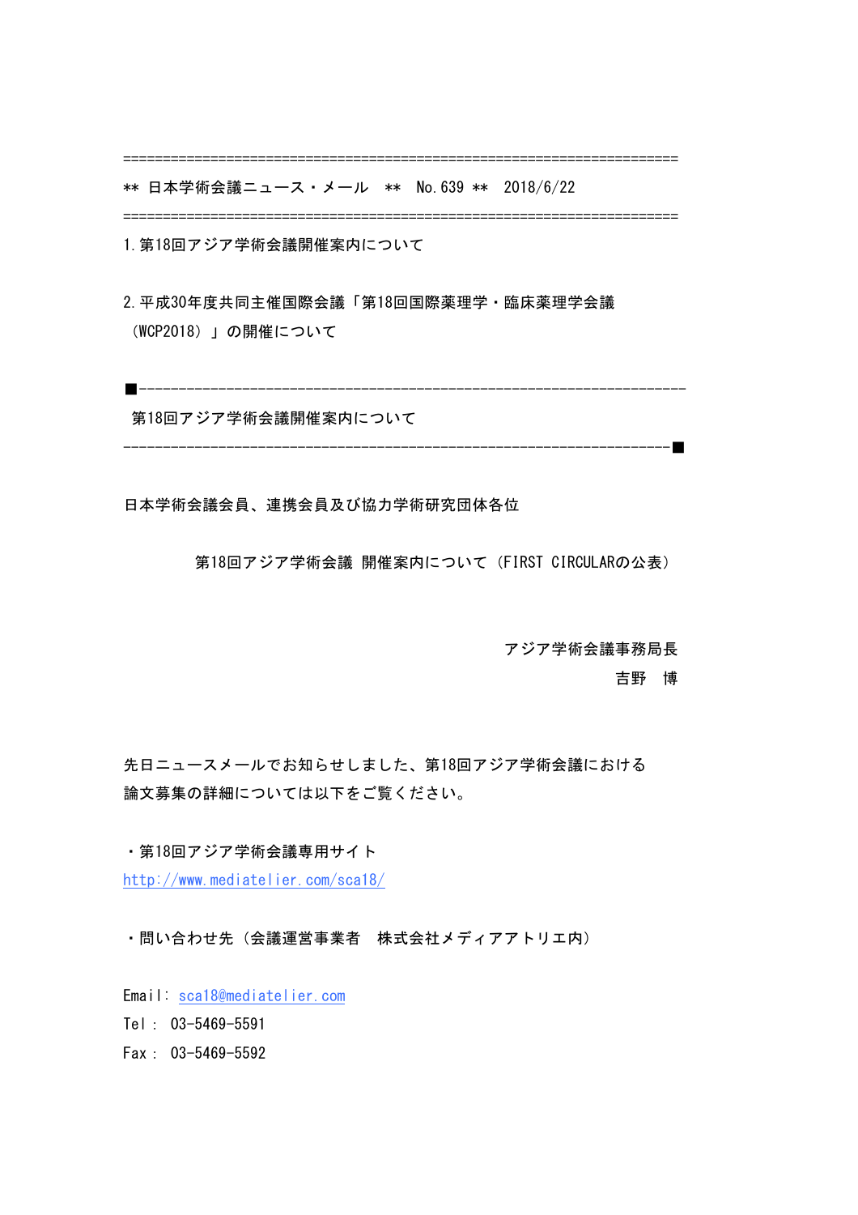======================================================================

** 日本学術会議ニュース・メール　**　No.639 **　2018/6/22

======================================================================

1.第18回アジア学術会議開催案内について

2.平成30年度共同主催国際会議「第18回国際薬理学・臨床薬理学会議（WCP2018）」の開催について

■---------------------------------------------------------------------

第18回アジア学術会議開催案内について

---------------------------------------------------------------------■

日本学術会議会員、連携会員及び協力学術研究団体各位

第18回アジア学術会議 開催案内について（FIRST CIRCULARの公表）

アジア学術会議事務局長
吉野　博

先日ニュースメールでお知らせしました、第18回アジア学術会議における論文募集の詳細については以下をご覧ください。

・第18回アジア学術会議専用サイト
http://www.mediatelier.com/sca18/

・問い合わせ先（会議運営事業者　株式会社メディアアトリエ内）

Email: sca18@mediatelier.com
Tel： 03-5469-5591
Fax： 03-5469-5592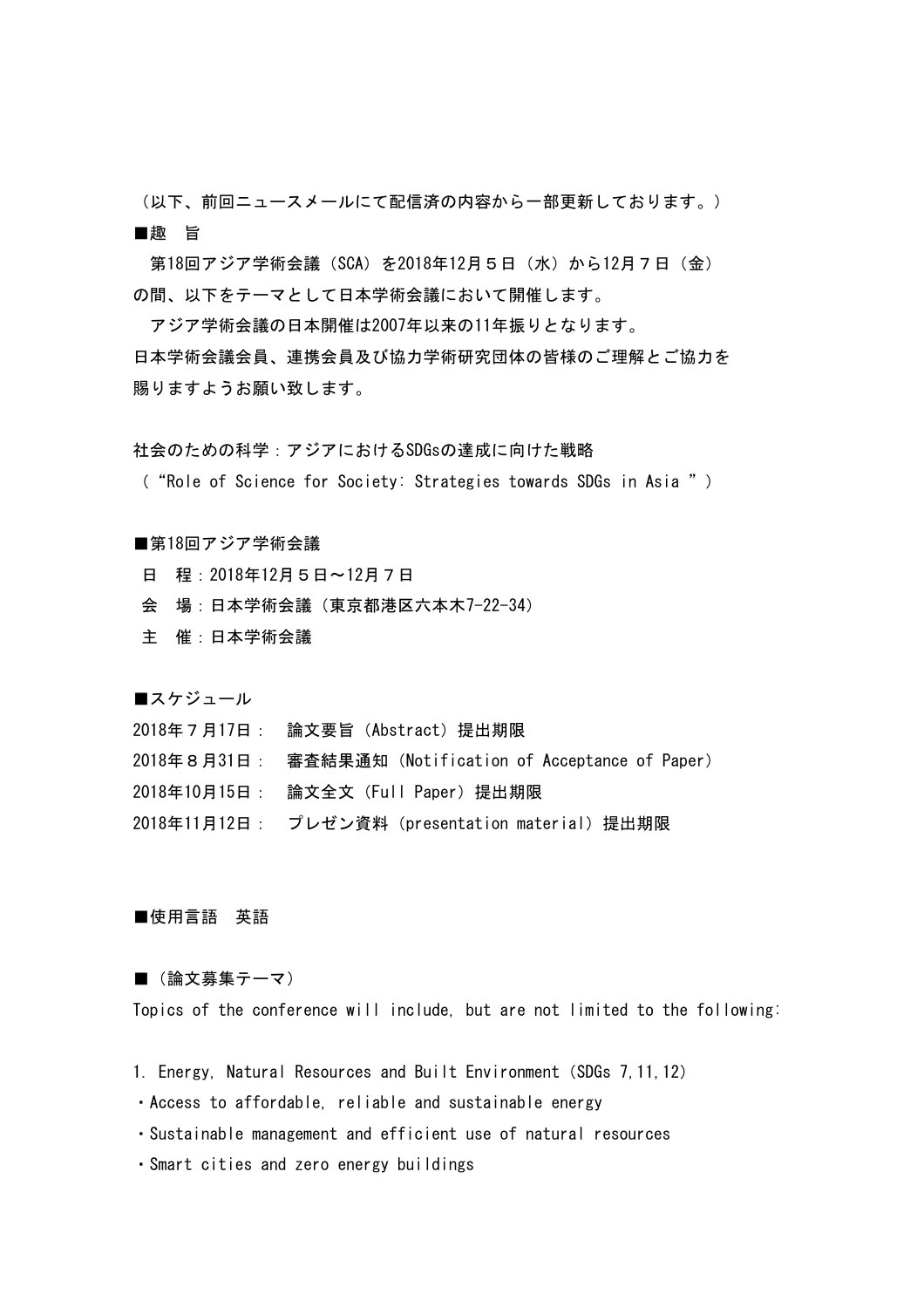（以下、前回ニュースメールにて配信済の内容から一部更新しております。）

■趣　旨

　第18回アジア学術会議（SCA）を2018年12月５日（水）から12月７日（金）の間、以下をテーマとして日本学術会議において開催します。

　アジア学術会議の日本開催は2007年以来の11年振りとなります。
日本学術会議会員、連携会員及び協力学術研究団体の皆様のご理解とご協力を賜りますようお願い致します。

社会のための科学：アジアにおけるSDGsの達成に向けた戦略
（“Role of Science for Society: Strategies towards SDGs in Asia ”）

■第18回アジア学術会議

　日　程：2018年12月５日～12月７日
　会　場：日本学術会議（東京都港区六本木7-22-34）
　主　催：日本学術会議

■スケジュール

2018年７月17日：　論文要旨（Abstract）提出期限
2018年８月31日：　審査結果通知（Notification of Acceptance of Paper）
2018年10月15日：　論文全文（Full Paper）提出期限
2018年11月12日：　プレゼン資料（presentation material）提出期限

■使用言語　英語

■（論文募集テーマ）

Topics of the conference will include, but are not limited to the following:

1. Energy, Natural Resources and Built Environment（SDGs 7,11,12）
・Access to affordable, reliable and sustainable energy
・Sustainable management and efficient use of natural resources
・Smart cities and zero energy buildings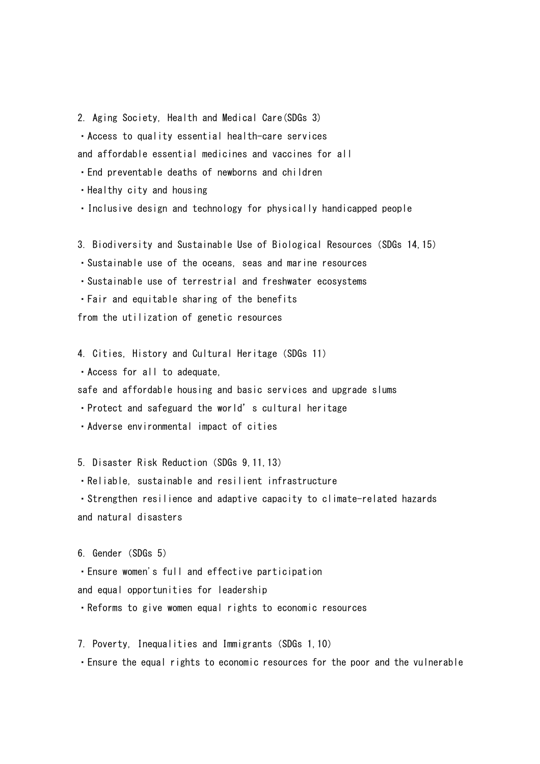2. Aging Society, Health and Medical Care(SDGs 3)

・Access to quality essential health-care services
and affordable essential medicines and vaccines for all

・End preventable deaths of newborns and children

・Healthy city and housing

・Inclusive design and technology for physically handicapped people

3. Biodiversity and Sustainable Use of Biological Resources (SDGs 14,15)

・Sustainable use of the oceans, seas and marine resources

・Sustainable use of terrestrial and freshwater ecosystems

・Fair and equitable sharing of the benefits
from the utilization of genetic resources

4. Cities, History and Cultural Heritage (SDGs 11)

・Access for all to adequate,
safe and affordable housing and basic services and upgrade slums

・Protect and safeguard the world's cultural heritage

・Adverse environmental impact of cities

5. Disaster Risk Reduction (SDGs 9,11,13)

・Reliable, sustainable and resilient infrastructure

・Strengthen resilience and adaptive capacity to climate-related hazards
and natural disasters

6. Gender (SDGs 5)

・Ensure women's full and effective participation
and equal opportunities for leadership

・Reforms to give women equal rights to economic resources

7. Poverty, Inequalities and Immigrants (SDGs 1,10)

・Ensure the equal rights to economic resources for the poor and the vulnerable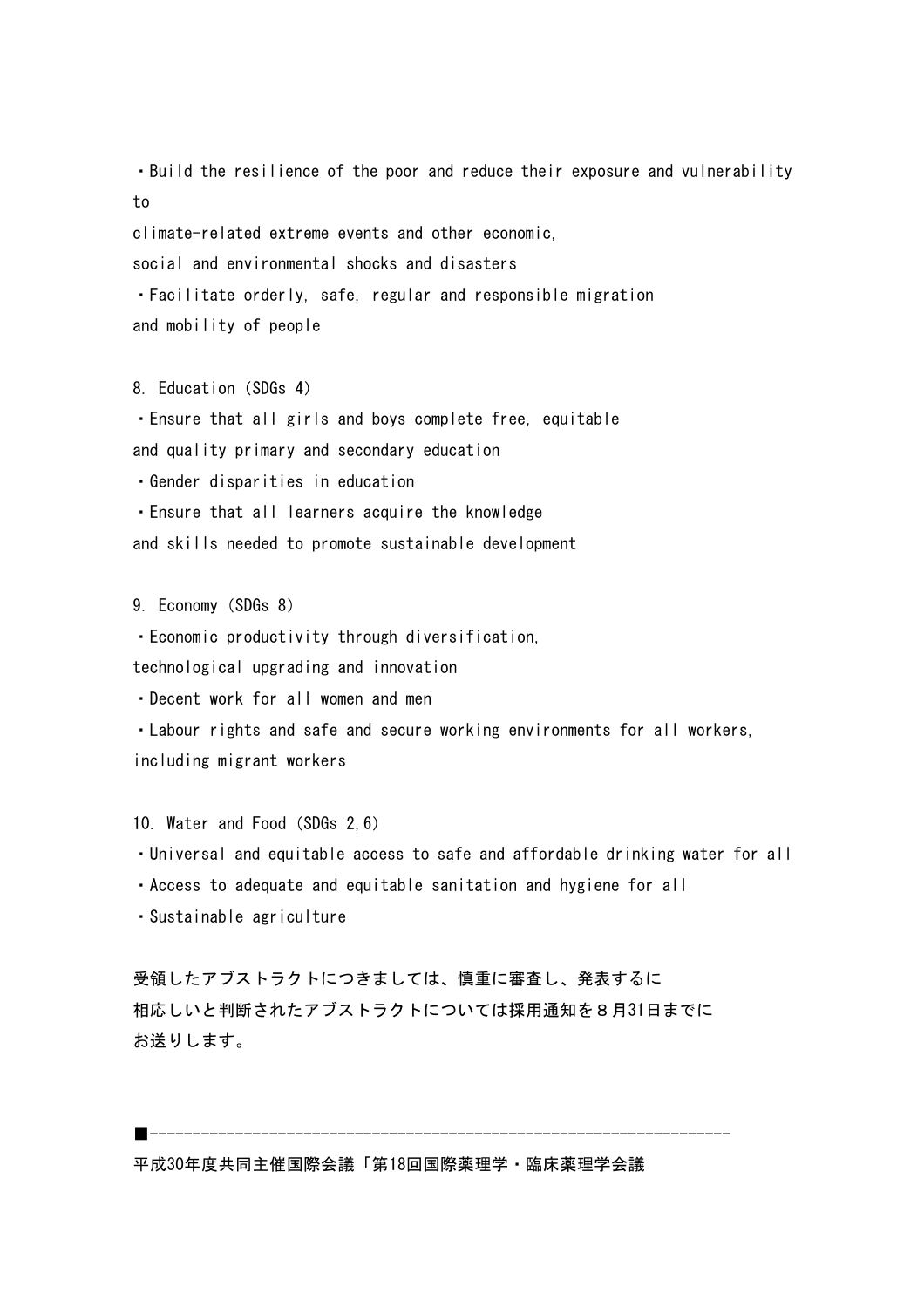・Build the resilience of the poor and reduce their exposure and vulnerability to
climate-related extreme events and other economic,
social and environmental shocks and disasters
・Facilitate orderly, safe, regular and responsible migration
and mobility of people

8. Education (SDGs 4)
・Ensure that all girls and boys complete free, equitable
and quality primary and secondary education
・Gender disparities in education
・Ensure that all learners acquire the knowledge
and skills needed to promote sustainable development

9. Economy (SDGs 8)
・Economic productivity through diversification,
technological upgrading and innovation
・Decent work for all women and men
・Labour rights and safe and secure working environments for all workers,
including migrant workers

10. Water and Food (SDGs 2,6)
・Universal and equitable access to safe and affordable drinking water for all
・Access to adequate and equitable sanitation and hygiene for all
・Sustainable agriculture

受領したアブストラクトにつきましては、慎重に審査し、発表するに
相応しいと判断されたアブストラクトについては採用通知を８月31日までに
お送りします。

■-------------------------------------------------------------------

平成30年度共同主催国際会議「第18回国際薬理学・臨床薬理学会議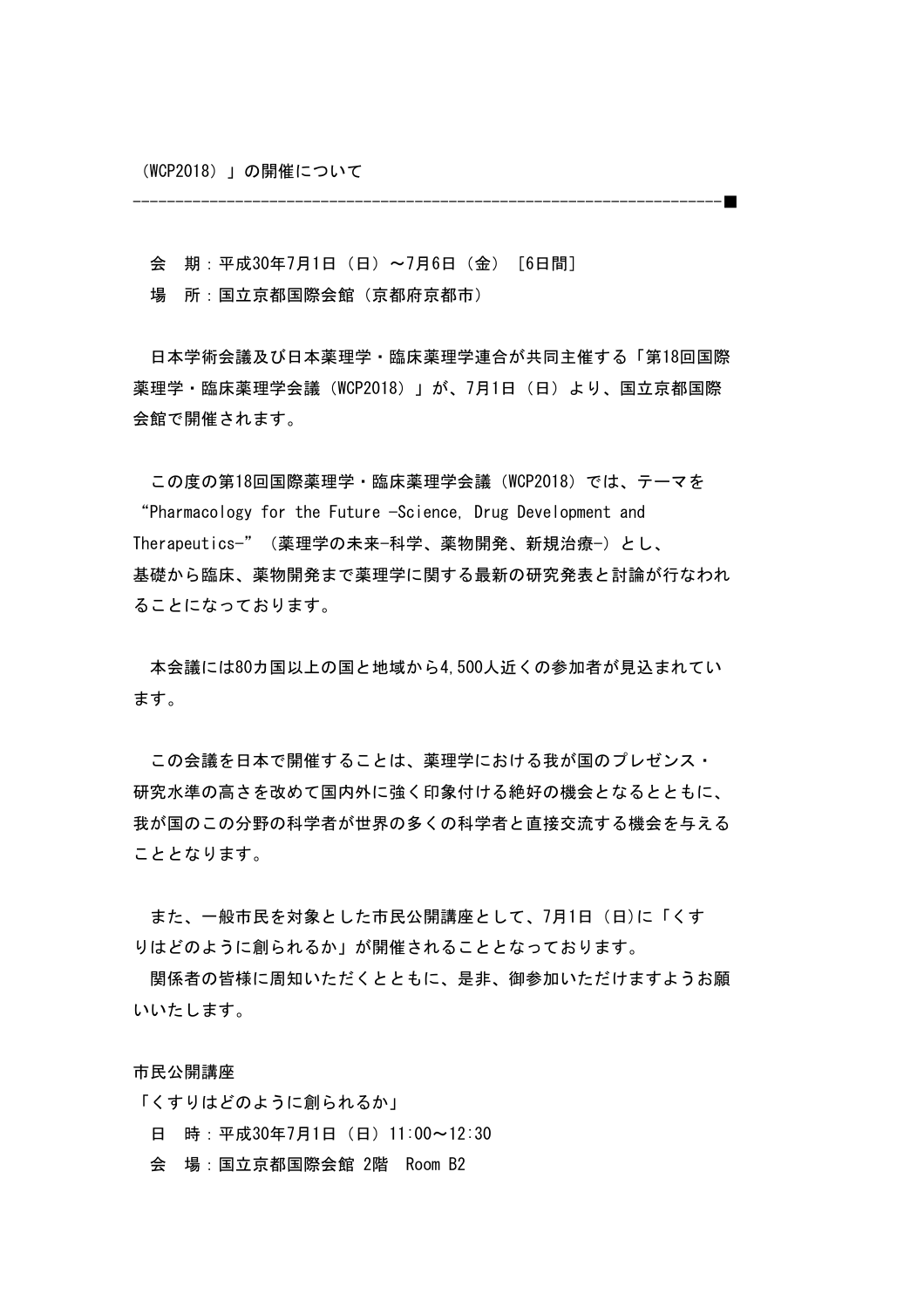（WCP2018）」の開催について

----------------------------------------------------------------------■

会　期：平成30年7月1日（日）～7月6日（金）［6日間］

場　所：国立京都国際会館（京都府京都市）

日本学術会議及び日本薬理学・臨床薬理学連合が共同主催する「第18回国際薬理学・臨床薬理学会議（WCP2018）」が、7月1日（日）より、国立京都国際会館で開催されます。

この度の第18回国際薬理学・臨床薬理学会議（WCP2018）では、テーマを“Pharmacology for the Future -Science, Drug Development and Therapeutics-”（薬理学の未来-科学、薬物開発、新規治療-）とし、基礎から臨床、薬物開発まで薬理学に関する最新の研究発表と討論が行なわれることになっております。

本会議には80カ国以上の国と地域から4,500人近くの参加者が見込まれています。

この会議を日本で開催することは、薬理学における我が国のプレゼンス・研究水準の高さを改めて国内外に強く印象付ける絶好の機会となるとともに、我が国のこの分野の科学者が世界の多くの科学者と直接交流する機会を与えることとなります。

また、一般市民を対象とした市民公開講座として、7月1日（日)に「くすりはどのように創られるか」が開催されることとなっております。

関係者の皆様に周知いただくとともに、是非、御参加いただけますようお願いいたします。

市民公開講座

「くすりはどのように創られるか」

日　時：平成30年7月1日（日）11:00～12:30

会　場：国立京都国際会館 2階　Room B2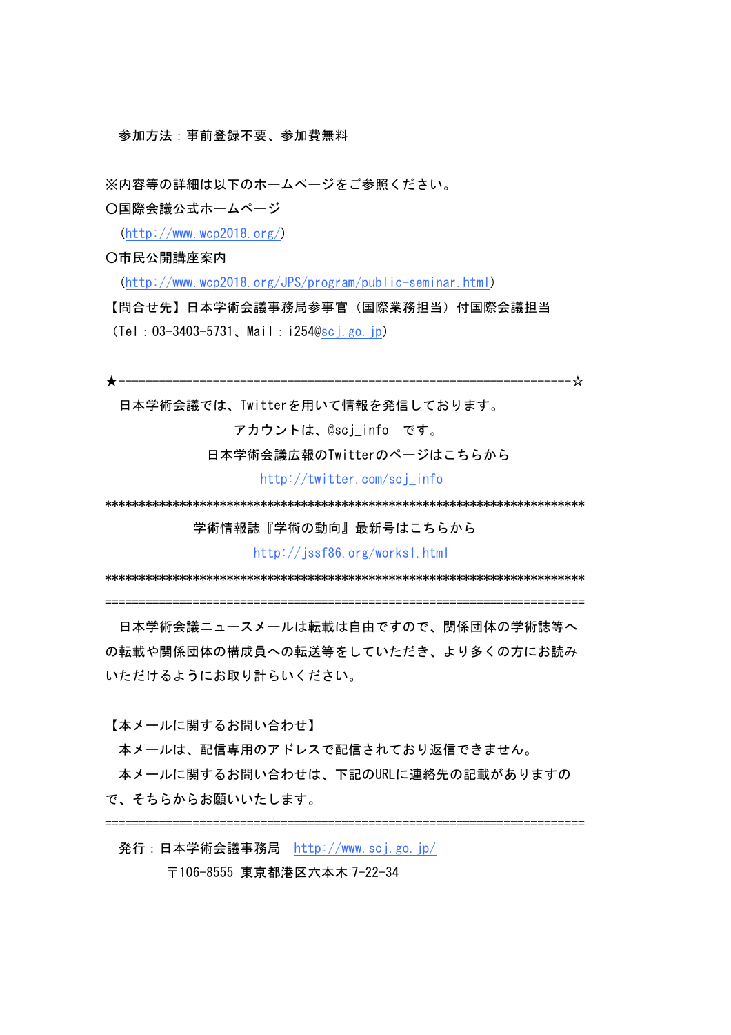参加方法：事前登録不要、参加費無料

※内容等の詳細は以下のホームページをご参照ください。

〇国際会議公式ホームページ

（http://www.wcp2018.org/）

〇市民公開講座案内

（http://www.wcp2018.org/JPS/program/public-seminar.html）

【問合せ先】日本学術会議事務局参事官（国際業務担当）付国際会議担当

（Tel：03-3403-5731、Mail：i254@scj.go.jp）

★-------------------------------------------------------------------☆

日本学術会議では、Twitterを用いて情報を発信しております。

アカウントは、@scj_info　です。

日本学術会議広報のTwitterのページはこちらから

http://twitter.com/scj_info

*******************************************************************

学術情報誌『学術の動向』最新号はこちらから

http://jssf86.org/works1.html

*******************************************************************

===================================================================

日本学術会議ニュースメールは転載は自由ですので、関係団体の学術誌等への転載や関係団体の構成員への転送等をしていただき、より多くの方にお読みいただけるようにお取り計らいください。

【本メールに関するお問い合わせ】

本メールは、配信専用のアドレスで配信されており返信できません。

本メールに関するお問い合わせは、下記のURLに連絡先の記載がありますので、そちらからお願いいたします。

===================================================================

発行：日本学術会議事務局　http://www.scj.go.jp/

〒106-8555 東京都港区六本木 7-22-34